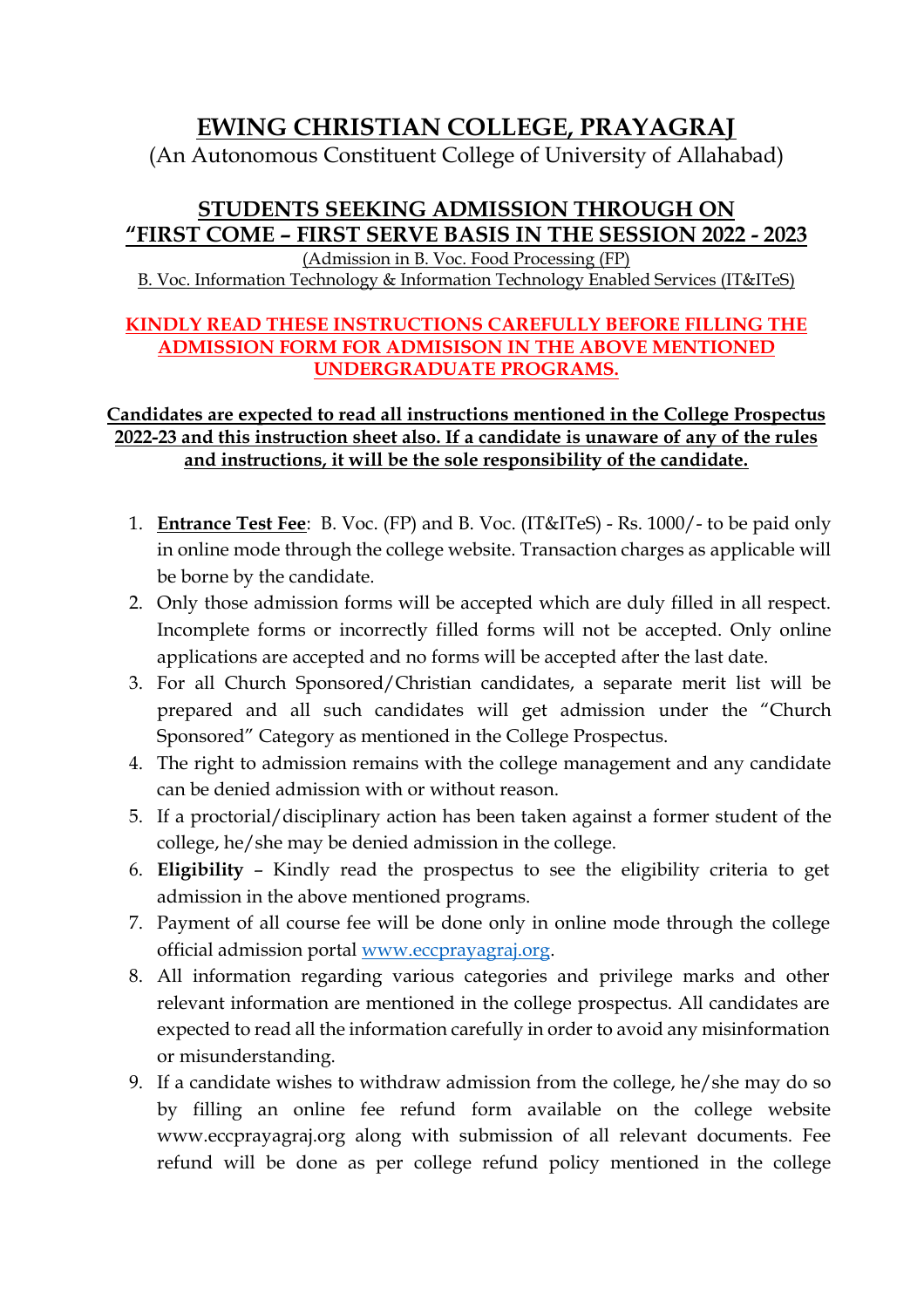# EWING CHRISTIAN COLLEGE, PRAYAGRAJ

(An Autonomous Constituent College of University of Allahabad)

## STUDENTS SEEKING ADMISSION THROUGH ON "FIRST COME – FIRST SERVE BASIS IN THE SESSION 2022 - 2023

(Admission in B. Voc. Food Processing (FP)

B. Voc. Information Technology & Information Technology Enabled Services (IT&ITeS)

**KINDLY READ THESE INSTRUCTIONS CAREFULLY BEFORE FILLING THE ADMISSION FORM FOR ADMISISON IN THE ABOVE MENTIONED UNDERGRADUATE PROGRAMS.**

**Candidates are expected to read all instructions mentioned in the College Prospectus 2022-23 and this instruction sheet also. If a candidate is unaware of any of the rules and instructions, it will be the sole responsibility of the candidate.**

1. **Entrance Test Fee**: B. Voc. (FP) and B. Voc. (IT&ITeS) - Rs. 1000/- to be paid only in online mode through the college website. Transaction charges as applicable will be borne by the candidate.
2. Only those admission forms will be accepted which are duly filled in all respect. Incomplete forms or incorrectly filled forms will not be accepted. Only online applications are accepted and no forms will be accepted after the last date.
3. For all Church Sponsored/Christian candidates, a separate merit list will be prepared and all such candidates will get admission under the "Church Sponsored" Category as mentioned in the College Prospectus.
4. The right to admission remains with the college management and any candidate can be denied admission with or without reason.
5. If a proctorial/disciplinary action has been taken against a former student of the college, he/she may be denied admission in the college.
6. **Eligibility** – Kindly read the prospectus to see the eligibility criteria to get admission in the above mentioned programs.
7. Payment of all course fee will be done only in online mode through the college official admission portal www.eccprayagraj.org.
8. All information regarding various categories and privilege marks and other relevant information are mentioned in the college prospectus. All candidates are expected to read all the information carefully in order to avoid any misinformation or misunderstanding.
9. If a candidate wishes to withdraw admission from the college, he/she may do so by filling an online fee refund form available on the college website www.eccprayagraj.org along with submission of all relevant documents. Fee refund will be done as per college refund policy mentioned in the college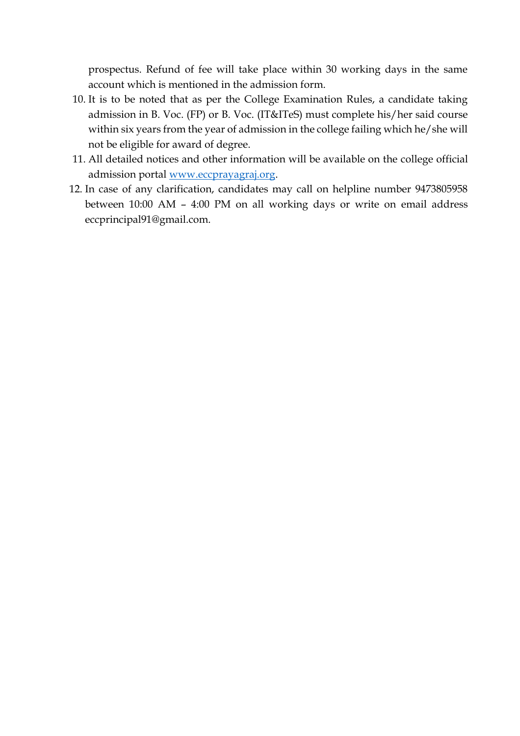prospectus. Refund of fee will take place within 30 working days in the same account which is mentioned in the admission form.

10. It is to be noted that as per the College Examination Rules, a candidate taking admission in B. Voc. (FP) or B. Voc. (IT&ITeS) must complete his/her said course within six years from the year of admission in the college failing which he/she will not be eligible for award of degree.
11. All detailed notices and other information will be available on the college official admission portal [www.eccprayagraj.org](http://www.eccprayagraj.org).
12. In case of any clarification, candidates may call on helpline number 9473805958 between 10:00 AM – 4:00 PM on all working days or write on email address eccprincipal91@gmail.com.